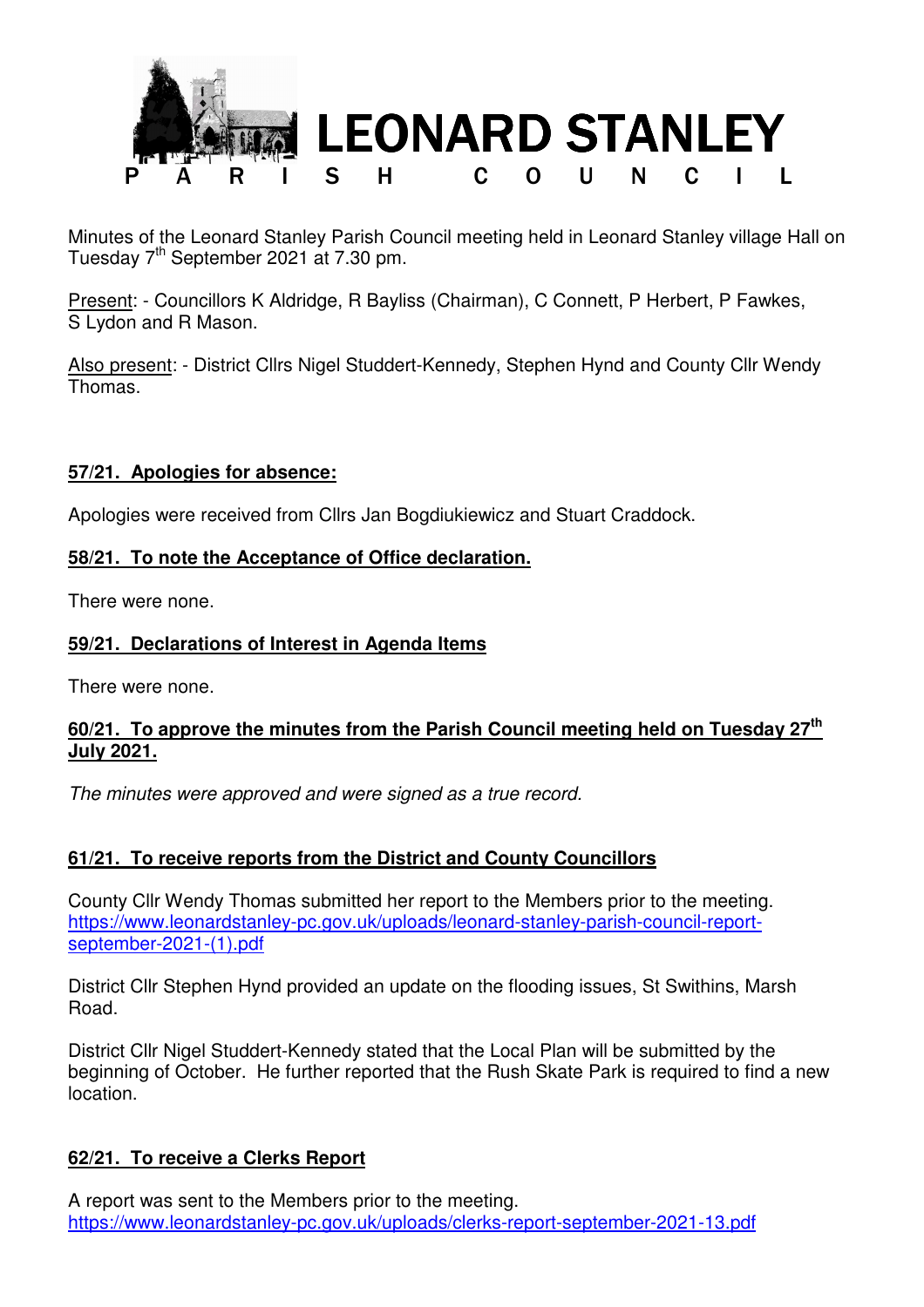# LEONARD STANLEY PARISH COUNCIL

Minutes of the Leonard Stanley Parish Council meeting held in Leonard Stanley village Hall on Tuesday 7th September 2021 at 7.30 pm.

Present: - Councillors K Aldridge, R Bayliss (Chairman), C Connett, P Herbert, P Fawkes, S Lydon and R Mason.

Also present: - District Cllrs Nigel Studdert-Kennedy, Stephen Hynd and County Cllr Wendy Thomas.

## 57/21. Apologies for absence:

Apologies were received from Cllrs Jan Bogdiukiewicz and Stuart Craddock.

## 58/21. To note the Acceptance of Office declaration.

There were none.

## 59/21. Declarations of Interest in Agenda Items

There were none.

## 60/21. To approve the minutes from the Parish Council meeting held on Tuesday 27th July 2021.

*The minutes were approved and were signed as a true record.*

## 61/21. To receive reports from the District and County Councillors

County Cllr Wendy Thomas submitted her report to the Members prior to the meeting. https://www.leonardstanley-pc.gov.uk/uploads/leonard-stanley-parish-council-report-september-2021-(1).pdf

District Cllr Stephen Hynd provided an update on the flooding issues, St Swithins, Marsh Road.

District Cllr Nigel Studdert-Kennedy stated that the Local Plan will be submitted by the beginning of October. He further reported that the Rush Skate Park is required to find a new location.

## 62/21. To receive a Clerks Report

A report was sent to the Members prior to the meeting. https://www.leonardstanley-pc.gov.uk/uploads/clerks-report-september-2021-13.pdf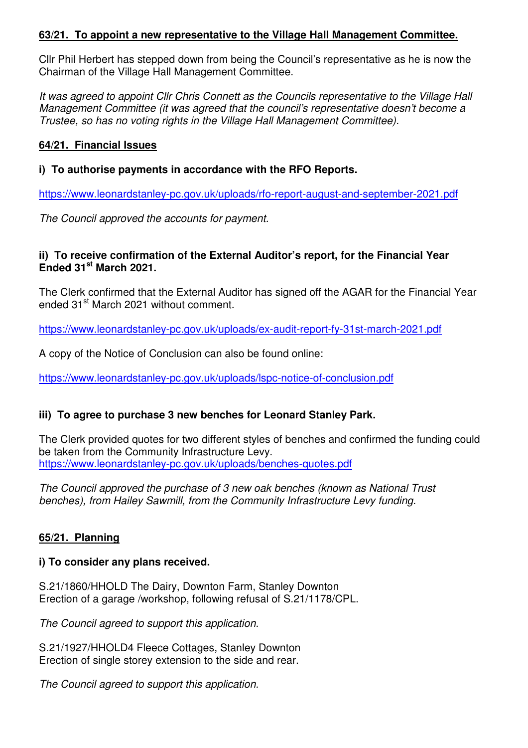**63/21. To appoint a new representative to the Village Hall Management Committee.**

Cllr Phil Herbert has stepped down from being the Council's representative as he is now the Chairman of the Village Hall Management Committee.

*It was agreed to appoint Cllr Chris Connett as the Councils representative to the Village Hall Management Committee (it was agreed that the council's representative doesn't become a Trustee, so has no voting rights in the Village Hall Management Committee).*

**64/21. Financial Issues**

**i) To authorise payments in accordance with the RFO Reports.**

https://www.leonardstanley-pc.gov.uk/uploads/rfo-report-august-and-september-2021.pdf

*The Council approved the accounts for payment.*

**ii) To receive confirmation of the External Auditor's report, for the Financial Year Ended 31st March 2021.**

The Clerk confirmed that the External Auditor has signed off the AGAR for the Financial Year ended 31st March 2021 without comment.

https://www.leonardstanley-pc.gov.uk/uploads/ex-audit-report-fy-31st-march-2021.pdf

A copy of the Notice of Conclusion can also be found online:

https://www.leonardstanley-pc.gov.uk/uploads/lspc-notice-of-conclusion.pdf

**iii) To agree to purchase 3 new benches for Leonard Stanley Park.**

The Clerk provided quotes for two different styles of benches and confirmed the funding could be taken from the Community Infrastructure Levy.
https://www.leonardstanley-pc.gov.uk/uploads/benches-quotes.pdf

*The Council approved the purchase of 3 new oak benches (known as National Trust benches), from Hailey Sawmill, from the Community Infrastructure Levy funding.*

**65/21. Planning**

**i) To consider any plans received.**

S.21/1860/HHOLD The Dairy, Downton Farm, Stanley Downton
Erection of a garage /workshop, following refusal of S.21/1178/CPL.

*The Council agreed to support this application.*

S.21/1927/HHOLD4 Fleece Cottages, Stanley Downton
Erection of single storey extension to the side and rear.

*The Council agreed to support this application.*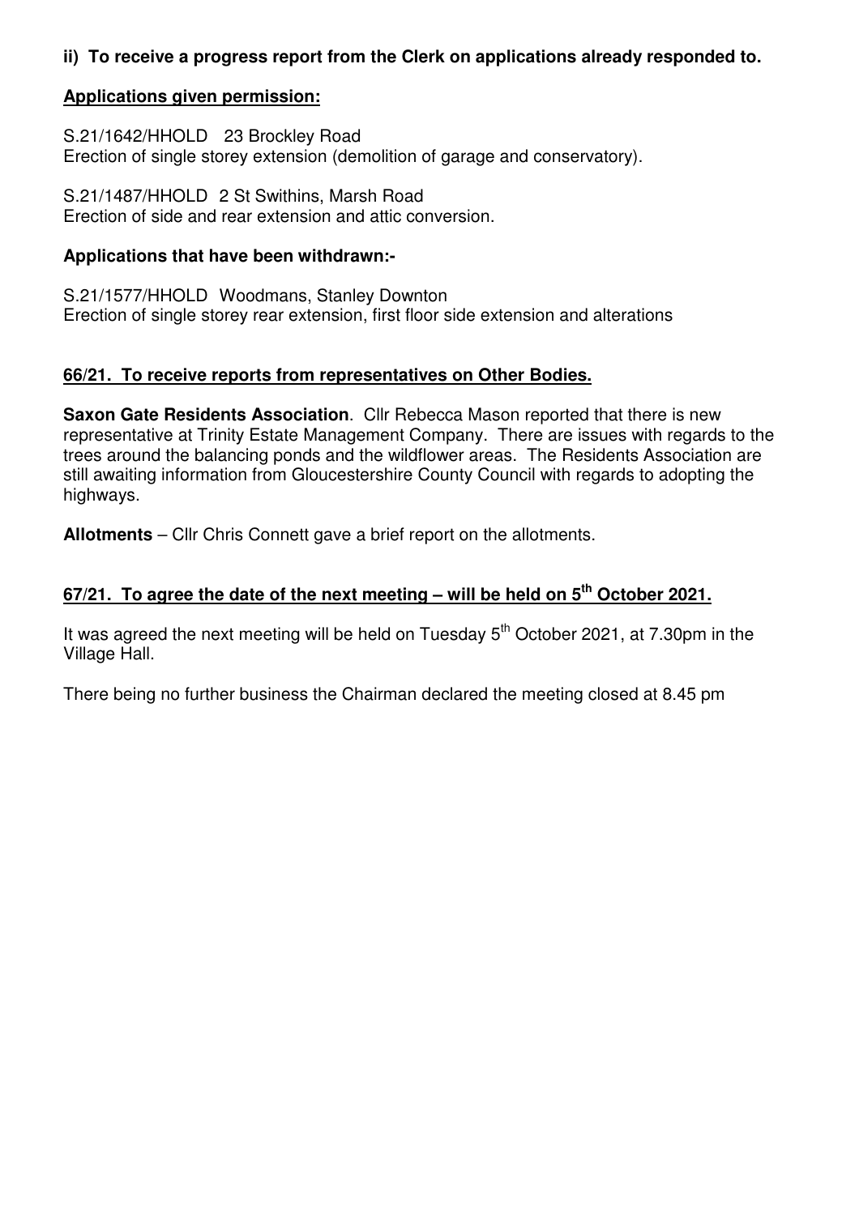**ii) To receive a progress report from the Clerk on applications already responded to.**

**Applications given permission:**

S.21/1642/HHOLD 23 Brockley Road
Erection of single storey extension (demolition of garage and conservatory).

S.21/1487/HHOLD 2 St Swithins, Marsh Road
Erection of side and rear extension and attic conversion.

**Applications that have been withdrawn:-**

S.21/1577/HHOLD Woodmans, Stanley Downton
Erection of single storey rear extension, first floor side extension and alterations

**66/21. To receive reports from representatives on Other Bodies.**

**Saxon Gate Residents Association**. Cllr Rebecca Mason reported that there is new representative at Trinity Estate Management Company. There are issues with regards to the trees around the balancing ponds and the wildflower areas. The Residents Association are still awaiting information from Gloucestershire County Council with regards to adopting the highways.

**Allotments** – Cllr Chris Connett gave a brief report on the allotments.

**67/21. To agree the date of the next meeting – will be held on 5th October 2021.**

It was agreed the next meeting will be held on Tuesday 5th October 2021, at 7.30pm in the Village Hall.

There being no further business the Chairman declared the meeting closed at 8.45 pm